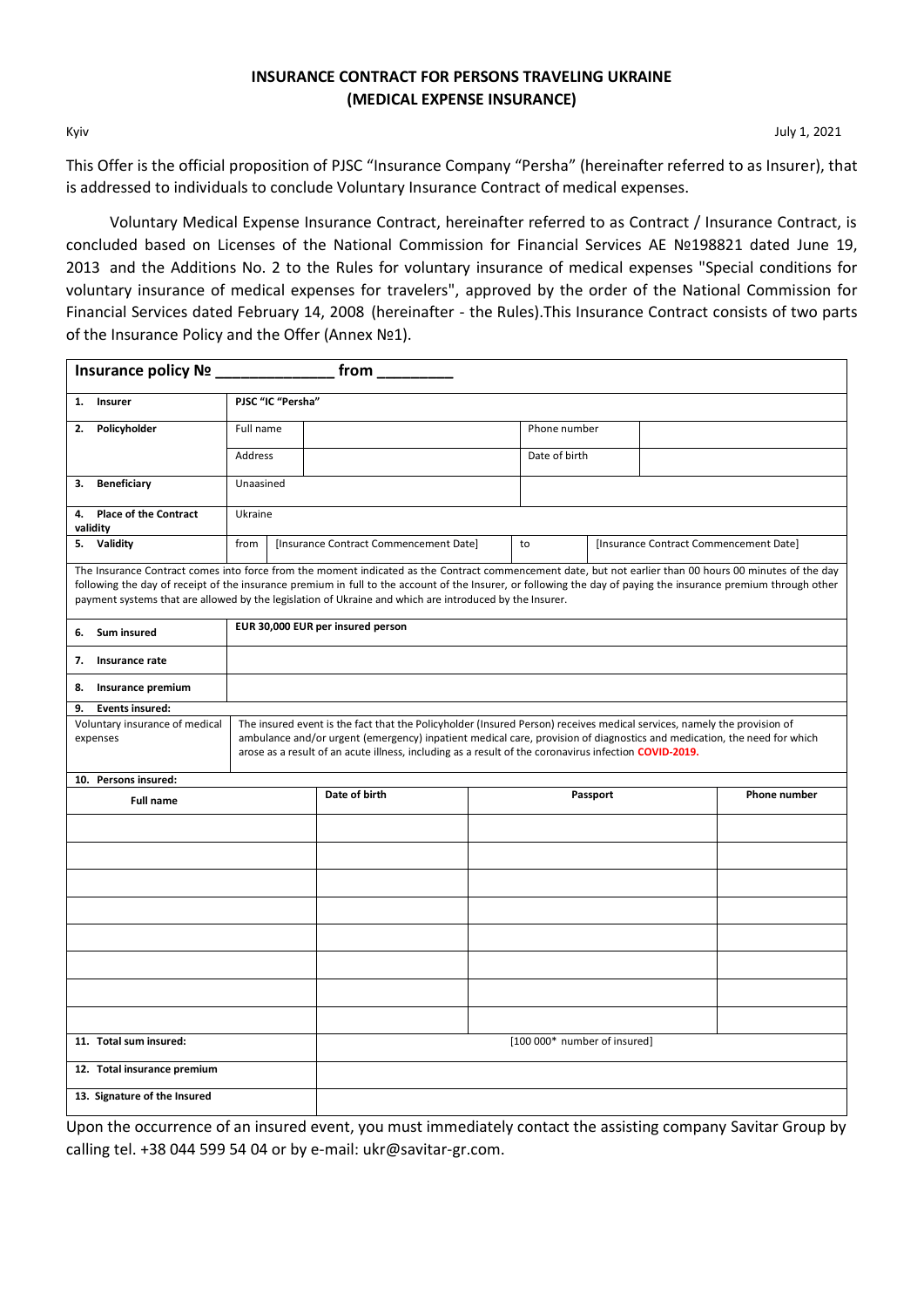# INSURANCE CONTRACT FOR PERSONS TRAVELING UKRAINE (MEDICAL EXPENSE INSURANCE)

Kyiv July 1, 2021

This Offer is the official proposition of PJSC "Insurance Company "Persha" (hereinafter referred to as Insurer), that is addressed to individuals to conclude Voluntary Insurance Contract of medical expenses.

Voluntary Medical Expense Insurance Contract, hereinafter referred to as Contract / Insurance Contract, is concluded based on Licenses of the National Commission for Financial Services AE №198821 dated June 19, 2013 and the Additions No. 2 to the Rules for voluntary insurance of medical expenses "Special conditions for voluntary insurance of medical expenses for travelers", approved by the order of the National Commission for Financial Services dated February 14, 2008 (hereinafter - the Rules).This Insurance Contract consists of two parts of the Insurance Policy and the Offer (Annex №1).

| **Insurance policy № _____________ from ________** | | | | | |
|---|---|---|---|---|---|
| **1. Insurer** | **PJSC "IC "Persha"** | | | | |
| **2. Policyholder** | Full name | | Phone number | | |
| | Address | | Date of birth | | |
| **3. Beneficiary** | Unaasined | | | | |
| **4. Place of the Contract validity** | Ukraine | | | | |
| **5. Validity** | from | [Insurance Contract Commencement Date] | to | [Insurance Contract Commencement Date] | |
| The Insurance Contract comes into force from the moment indicated as the Contract commencement date, but not earlier than 00 hours 00 minutes of the day following the day of receipt of the insurance premium in full to the account of the Insurer, or following the day of paying the insurance premium through other payment systems that are allowed by the legislation of Ukraine and which are introduced by the Insurer. | | | | | |
| **6. Sum insured** | **EUR 30,000 EUR per insured person** | | | | |
| **7. Insurance rate** | | | | | |
| **8. Insurance premium** | | | | | |
| **9. Events insured:** | | | | | |
| Voluntary insurance of medical expenses | The insured event is the fact that the Policyholder (Insured Person) receives medical services, namely the provision of ambulance and/or urgent (emergency) inpatient medical care, provision of diagnostics and medication, the need for which arose as a result of an acute illness, including as a result of the coronavirus infection **COVID-2019.** | | | | |

**10. Persons insured:**

| **Full name** | **Date of birth** | **Passport** | **Phone number** |
|---|---|---|---|
| | | | |
| | | | |
| | | | |
| | | | |
| | | | |
| | | | |
| | | | |
| | | | |
| **11. Total sum insured:** | [100 000* number of insured] | | |
| **12. Total insurance premium** | | | |
| **13. Signature of the Insured** | | | |

Upon the occurrence of an insured event, you must immediately contact the assisting company Savitar Group by calling tel. +38 044 599 54 04 or by e-mail: ukr@savitar-gr.com.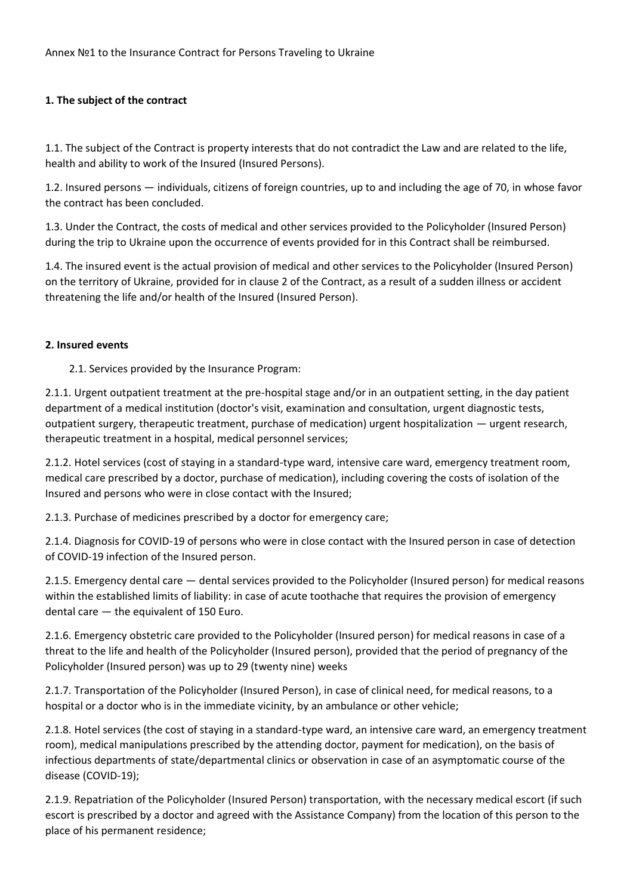Annex №1 to the Insurance Contract for Persons Traveling to Ukraine

**1. The subject of the contract**

1.1. The subject of the Contract is property interests that do not contradict the Law and are related to the life, health and ability to work of the Insured (Insured Persons).

1.2. Insured persons — individuals, citizens of foreign countries, up to and including the age of 70, in whose favor the contract has been concluded.

1.3. Under the Contract, the costs of medical and other services provided to the Policyholder (Insured Person) during the trip to Ukraine upon the occurrence of events provided for in this Contract shall be reimbursed.

1.4. The insured event is the actual provision of medical and other services to the Policyholder (Insured Person) on the territory of Ukraine, provided for in clause 2 of the Contract, as a result of a sudden illness or accident threatening the life and/or health of the Insured (Insured Person).

**2. Insured events**

2.1. Services provided by the Insurance Program:

2.1.1. Urgent outpatient treatment at the pre-hospital stage and/or in an outpatient setting, in the day patient department of a medical institution (doctor's visit, examination and consultation, urgent diagnostic tests, outpatient surgery, therapeutic treatment, purchase of medication) urgent hospitalization — urgent research, therapeutic treatment in a hospital, medical personnel services;

2.1.2. Hotel services (cost of staying in a standard-type ward, intensive care ward, emergency treatment room, medical care prescribed by a doctor, purchase of medication), including covering the costs of isolation of the Insured and persons who were in close contact with the Insured;

2.1.3. Purchase of medicines prescribed by a doctor for emergency care;

2.1.4. Diagnosis for COVID-19 of persons who were in close contact with the Insured person in case of detection of COVID-19 infection of the Insured person.

2.1.5. Emergency dental care — dental services provided to the Policyholder (Insured person) for medical reasons within the established limits of liability: in case of acute toothache that requires the provision of emergency dental care — the equivalent of 150 Euro.

2.1.6. Emergency obstetric care provided to the Policyholder (Insured person) for medical reasons in case of a threat to the life and health of the Policyholder (Insured person), provided that the period of pregnancy of the Policyholder (Insured person) was up to 29 (twenty nine) weeks

2.1.7. Transportation of the Policyholder (Insured Person), in case of clinical need, for medical reasons, to a hospital or a doctor who is in the immediate vicinity, by an ambulance or other vehicle;

2.1.8. Hotel services (the cost of staying in a standard-type ward, an intensive care ward, an emergency treatment room), medical manipulations prescribed by the attending doctor, payment for medication), on the basis of infectious departments of state/departmental clinics or observation in case of an asymptomatic course of the disease (COVID-19);

2.1.9. Repatriation of the Policyholder (Insured Person) transportation, with the necessary medical escort (if such escort is prescribed by a doctor and agreed with the Assistance Company) from the location of this person to the place of his permanent residence;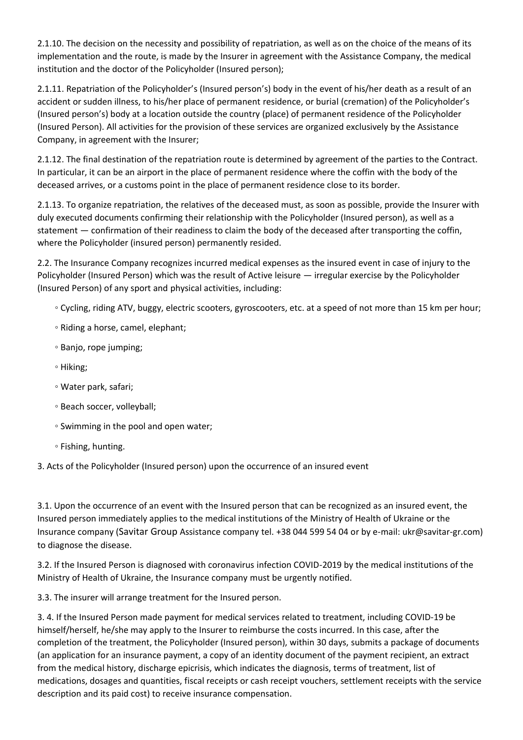2.1.10. The decision on the necessity and possibility of repatriation, as well as on the choice of the means of its implementation and the route, is made by the Insurer in agreement with the Assistance Company, the medical institution and the doctor of the Policyholder (Insured person);

2.1.11. Repatriation of the Policyholder's (Insured person's) body in the event of his/her death as a result of an accident or sudden illness, to his/her place of permanent residence, or burial (cremation) of the Policyholder's (Insured person's) body at a location outside the country (place) of permanent residence of the Policyholder (Insured Person). All activities for the provision of these services are organized exclusively by the Assistance Company, in agreement with the Insurer;

2.1.12. The final destination of the repatriation route is determined by agreement of the parties to the Contract. In particular, it can be an airport in the place of permanent residence where the coffin with the body of the deceased arrives, or a customs point in the place of permanent residence close to its border.

2.1.13. To organize repatriation, the relatives of the deceased must, as soon as possible, provide the Insurer with duly executed documents confirming their relationship with the Policyholder (Insured person), as well as a statement — confirmation of their readiness to claim the body of the deceased after transporting the coffin, where the Policyholder (insured person) permanently resided.

2.2. The Insurance Company recognizes incurred medical expenses as the insured event in case of injury to the Policyholder (Insured Person) which was the result of Active leisure — irregular exercise by the Policyholder (Insured Person) of any sport and physical activities, including:

- Cycling, riding ATV, buggy, electric scooters, gyroscooters, etc. at a speed of not more than 15 km per hour;
- Riding a horse, camel, elephant;
- Banjo, rope jumping;
- Hiking;
- Water park, safari;
- Beach soccer, volleyball;
- Swimming in the pool and open water;
- Fishing, hunting.

3. Acts of the Policyholder (Insured person) upon the occurrence of an insured event

3.1. Upon the occurrence of an event with the Insured person that can be recognized as an insured event, the Insured person immediately applies to the medical institutions of the Ministry of Health of Ukraine or the Insurance company (Savitar Group Assistance company tel. +38 044 599 54 04 or by e-mail: ukr@savitar-gr.com) to diagnose the disease.

3.2. If the Insured Person is diagnosed with coronavirus infection COVID-2019 by the medical institutions of the Ministry of Health of Ukraine, the Insurance company must be urgently notified.

3.3. The insurer will arrange treatment for the Insured person.

3. 4. If the Insured Person made payment for medical services related to treatment, including COVID-19 be himself/herself, he/she may apply to the Insurer to reimburse the costs incurred. In this case, after the completion of the treatment, the Policyholder (Insured person), within 30 days, submits a package of documents (an application for an insurance payment, a copy of an identity document of the payment recipient, an extract from the medical history, discharge epicrisis, which indicates the diagnosis, terms of treatment, list of medications, dosages and quantities, fiscal receipts or cash receipt vouchers, settlement receipts with the service description and its paid cost) to receive insurance compensation.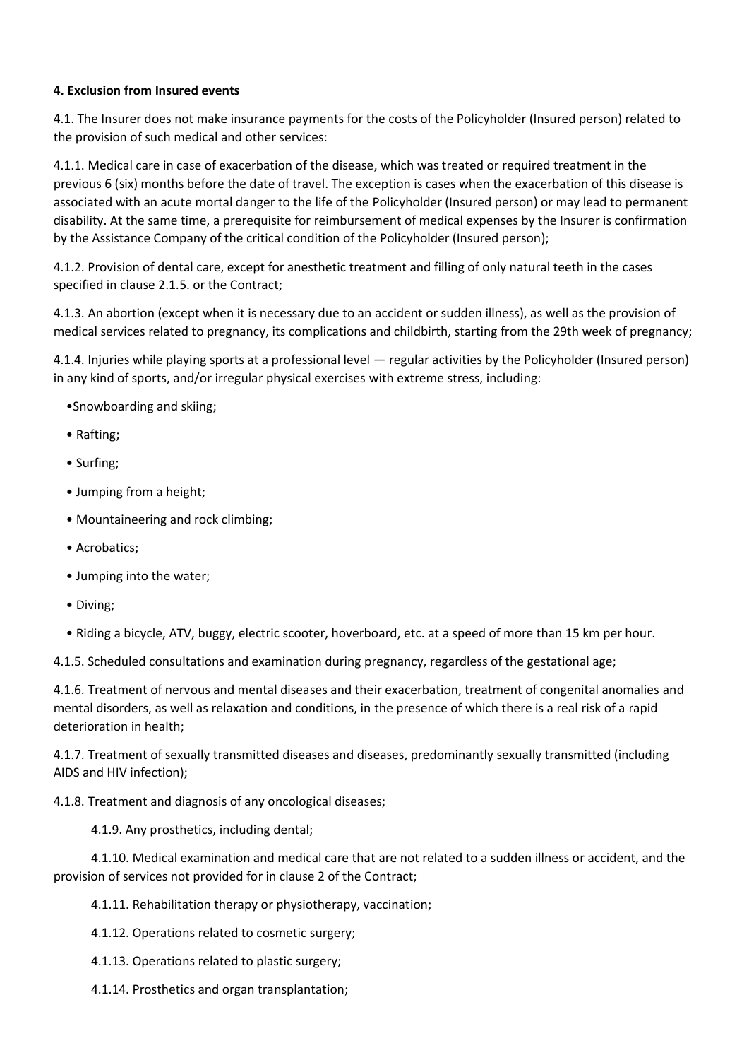**4. Exclusion from Insured events**

4.1. The Insurer does not make insurance payments for the costs of the Policyholder (Insured person) related to the provision of such medical and other services:

4.1.1. Medical care in case of exacerbation of the disease, which was treated or required treatment in the previous 6 (six) months before the date of travel. The exception is cases when the exacerbation of this disease is associated with an acute mortal danger to the life of the Policyholder (Insured person) or may lead to permanent disability. At the same time, a prerequisite for reimbursement of medical expenses by the Insurer is confirmation by the Assistance Company of the critical condition of the Policyholder (Insured person);

4.1.2. Provision of dental care, except for anesthetic treatment and filling of only natural teeth in the cases specified in clause 2.1.5. or the Contract;

4.1.3. An abortion (except when it is necessary due to an accident or sudden illness), as well as the provision of medical services related to pregnancy, its complications and childbirth, starting from the 29th week of pregnancy;

4.1.4. Injuries while playing sports at a professional level — regular activities by the Policyholder (Insured person) in any kind of sports, and/or irregular physical exercises with extreme stress, including:

- Snowboarding and skiing;
- Rafting;
- Surfing;
- Jumping from a height;
- Mountaineering and rock climbing;
- Acrobatics;
- Jumping into the water;
- Diving;
- Riding a bicycle, ATV, buggy, electric scooter, hoverboard, etc. at a speed of more than 15 km per hour.

4.1.5. Scheduled consultations and examination during pregnancy, regardless of the gestational age;

4.1.6. Treatment of nervous and mental diseases and their exacerbation, treatment of congenital anomalies and mental disorders, as well as relaxation and conditions, in the presence of which there is a real risk of a rapid deterioration in health;

4.1.7. Treatment of sexually transmitted diseases and diseases, predominantly sexually transmitted (including AIDS and HIV infection);

4.1.8. Treatment and diagnosis of any oncological diseases;

4.1.9. Any prosthetics, including dental;

4.1.10. Medical examination and medical care that are not related to a sudden illness or accident, and the provision of services not provided for in clause 2 of the Contract;

4.1.11. Rehabilitation therapy or physiotherapy, vaccination;

4.1.12. Operations related to cosmetic surgery;

4.1.13. Operations related to plastic surgery;

4.1.14. Prosthetics and organ transplantation;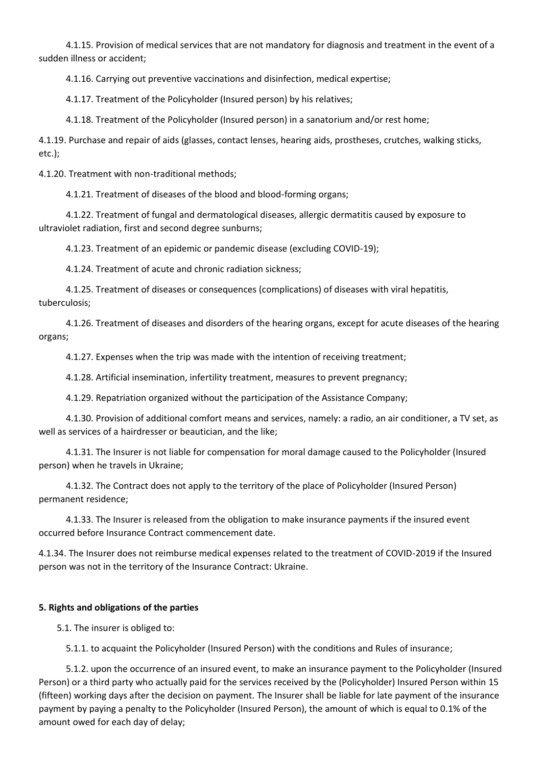4.1.15. Provision of medical services that are not mandatory for diagnosis and treatment in the event of a sudden illness or accident;

4.1.16. Carrying out preventive vaccinations and disinfection, medical expertise;

4.1.17. Treatment of the Policyholder (Insured person) by his relatives;

4.1.18. Treatment of the Policyholder (Insured person) in a sanatorium and/or rest home;

4.1.19. Purchase and repair of aids (glasses, contact lenses, hearing aids, prostheses, crutches, walking sticks, etc.);

4.1.20. Treatment with non-traditional methods;

4.1.21. Treatment of diseases of the blood and blood-forming organs;

4.1.22. Treatment of fungal and dermatological diseases, allergic dermatitis caused by exposure to ultraviolet radiation, first and second degree sunburns;

4.1.23. Treatment of an epidemic or pandemic disease (excluding COVID-19);

4.1.24. Treatment of acute and chronic radiation sickness;

4.1.25. Treatment of diseases or consequences (complications) of diseases with viral hepatitis, tuberculosis;

4.1.26. Treatment of diseases and disorders of the hearing organs, except for acute diseases of the hearing organs;

4.1.27. Expenses when the trip was made with the intention of receiving treatment;

4.1.28. Artificial insemination, infertility treatment, measures to prevent pregnancy;

4.1.29. Repatriation organized without the participation of the Assistance Company;

4.1.30. Provision of additional comfort means and services, namely: a radio, an air conditioner, a TV set, as well as services of a hairdresser or beautician, and the like;

4.1.31. The Insurer is not liable for compensation for moral damage caused to the Policyholder (Insured person) when he travels in Ukraine;

4.1.32. The Contract does not apply to the territory of the place of Policyholder (Insured Person) permanent residence;

4.1.33. The Insurer is released from the obligation to make insurance payments if the insured event occurred before Insurance Contract commencement date.

4.1.34. The Insurer does not reimburse medical expenses related to the treatment of COVID-2019 if the Insured person was not in the territory of the Insurance Contract: Ukraine.

## 5. Rights and obligations of the parties

5.1. The insurer is obliged to:

5.1.1. to acquaint the Policyholder (Insured Person) with the conditions and Rules of insurance;

5.1.2. upon the occurrence of an insured event, to make an insurance payment to the Policyholder (Insured Person) or a third party who actually paid for the services received by the (Policyholder) Insured Person within 15 (fifteen) working days after the decision on payment. The Insurer shall be liable for late payment of the insurance payment by paying a penalty to the Policyholder (Insured Person), the amount of which is equal to 0.1% of the amount owed for each day of delay;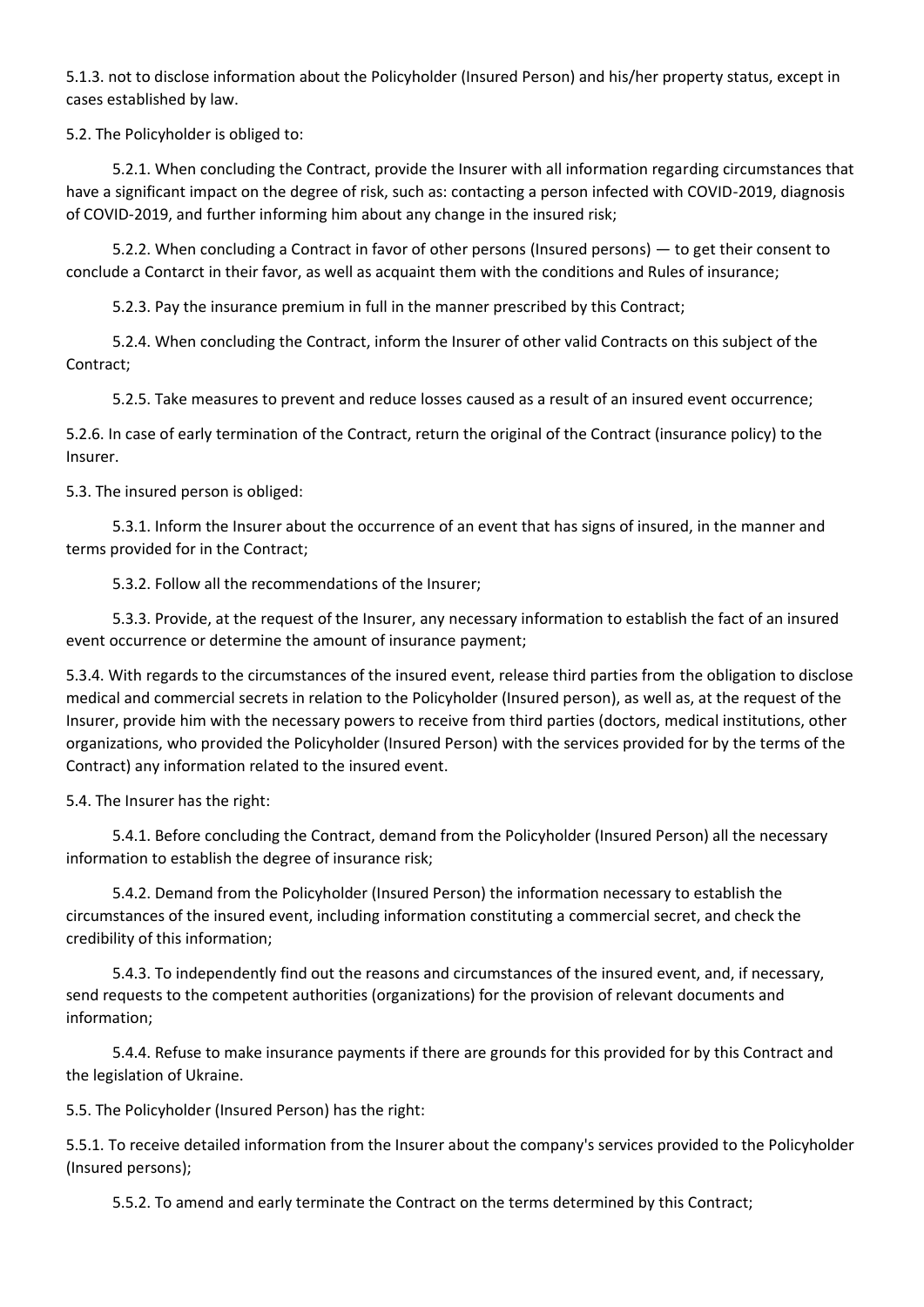5.1.3. not to disclose information about the Policyholder (Insured Person) and his/her property status, except in cases established by law.

5.2. The Policyholder is obliged to:

5.2.1. When concluding the Contract, provide the Insurer with all information regarding circumstances that have a significant impact on the degree of risk, such as: contacting a person infected with COVID-2019, diagnosis of COVID-2019, and further informing him about any change in the insured risk;

5.2.2. When concluding a Contract in favor of other persons (Insured persons) — to get their consent to conclude a Contarct in their favor, as well as acquaint them with the conditions and Rules of insurance;

5.2.3. Pay the insurance premium in full in the manner prescribed by this Contract;

5.2.4. When concluding the Contract, inform the Insurer of other valid Contracts on this subject of the Contract;

5.2.5. Take measures to prevent and reduce losses caused as a result of an insured event occurrence;

5.2.6. In case of early termination of the Contract, return the original of the Contract (insurance policy) to the Insurer.

5.3. The insured person is obliged:

5.3.1. Inform the Insurer about the occurrence of an event that has signs of insured, in the manner and terms provided for in the Contract;

5.3.2. Follow all the recommendations of the Insurer;

5.3.3. Provide, at the request of the Insurer, any necessary information to establish the fact of an insured event occurrence or determine the amount of insurance payment;

5.3.4. With regards to the circumstances of the insured event, release third parties from the obligation to disclose medical and commercial secrets in relation to the Policyholder (Insured person), as well as, at the request of the Insurer, provide him with the necessary powers to receive from third parties (doctors, medical institutions, other organizations, who provided the Policyholder (Insured Person) with the services provided for by the terms of the Contract) any information related to the insured event.

5.4. The Insurer has the right:

5.4.1. Before concluding the Contract, demand from the Policyholder (Insured Person) all the necessary information to establish the degree of insurance risk;

5.4.2. Demand from the Policyholder (Insured Person) the information necessary to establish the circumstances of the insured event, including information constituting a commercial secret, and check the credibility of this information;

5.4.3. To independently find out the reasons and circumstances of the insured event, and, if necessary, send requests to the competent authorities (organizations) for the provision of relevant documents and information;

5.4.4. Refuse to make insurance payments if there are grounds for this provided for by this Contract and the legislation of Ukraine.

5.5. The Policyholder (Insured Person) has the right:

5.5.1. To receive detailed information from the Insurer about the company's services provided to the Policyholder (Insured persons);

5.5.2. To amend and early terminate the Contract on the terms determined by this Contract;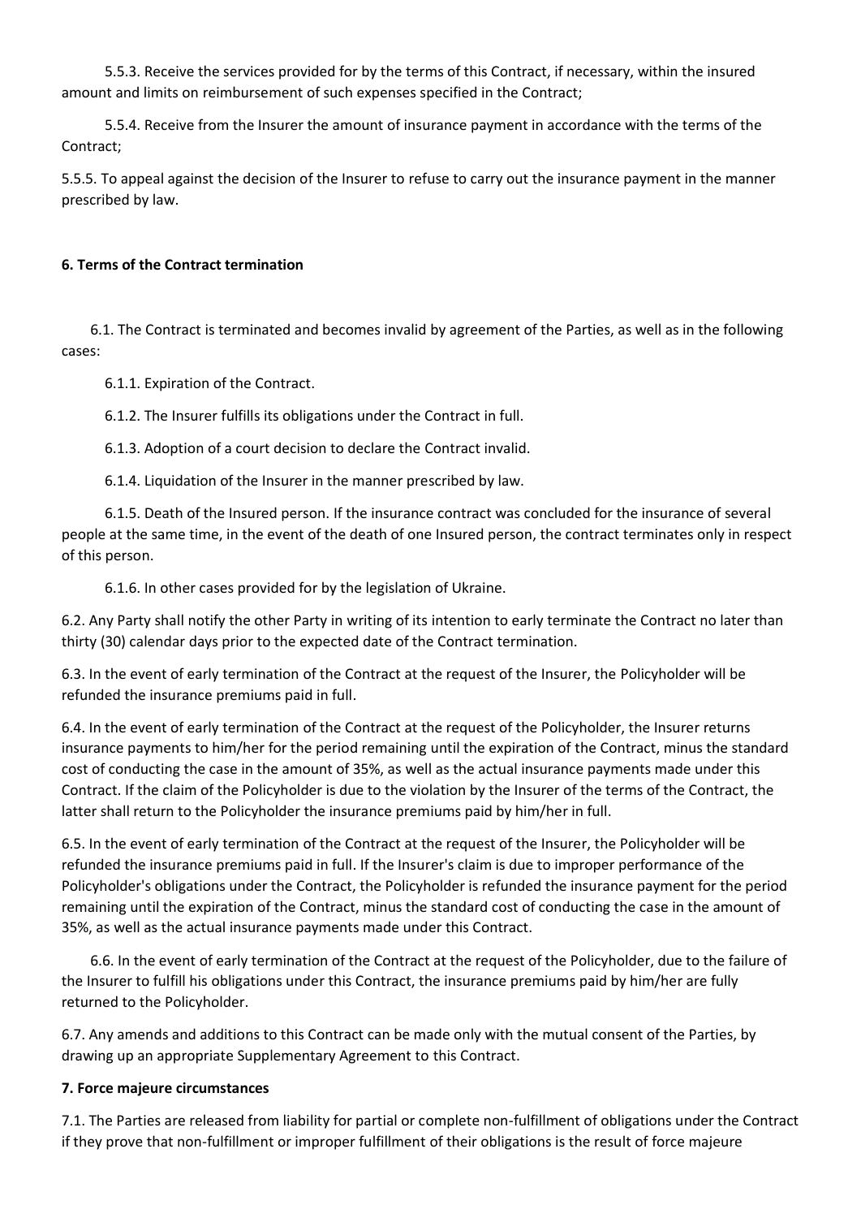5.5.3. Receive the services provided for by the terms of this Contract, if necessary, within the insured amount and limits on reimbursement of such expenses specified in the Contract;

5.5.4. Receive from the Insurer the amount of insurance payment in accordance with the terms of the Contract;

5.5.5. To appeal against the decision of the Insurer to refuse to carry out the insurance payment in the manner prescribed by law.

**6. Terms of the Contract termination**

6.1. The Contract is terminated and becomes invalid by agreement of the Parties, as well as in the following cases:

6.1.1. Expiration of the Contract.

6.1.2. The Insurer fulfills its obligations under the Contract in full.

6.1.3. Adoption of a court decision to declare the Contract invalid.

6.1.4. Liquidation of the Insurer in the manner prescribed by law.

6.1.5. Death of the Insured person. If the insurance contract was concluded for the insurance of several people at the same time, in the event of the death of one Insured person, the contract terminates only in respect of this person.

6.1.6. In other cases provided for by the legislation of Ukraine.

6.2. Any Party shall notify the other Party in writing of its intention to early terminate the Contract no later than thirty (30) calendar days prior to the expected date of the Contract termination.

6.3. In the event of early termination of the Contract at the request of the Insurer, the Policyholder will be refunded the insurance premiums paid in full.

6.4. In the event of early termination of the Contract at the request of the Policyholder, the Insurer returns insurance payments to him/her for the period remaining until the expiration of the Contract, minus the standard cost of conducting the case in the amount of 35%, as well as the actual insurance payments made under this Contract. If the claim of the Policyholder is due to the violation by the Insurer of the terms of the Contract, the latter shall return to the Policyholder the insurance premiums paid by him/her in full.

6.5. In the event of early termination of the Contract at the request of the Insurer, the Policyholder will be refunded the insurance premiums paid in full. If the Insurer's claim is due to improper performance of the Policyholder's obligations under the Contract, the Policyholder is refunded the insurance payment for the period remaining until the expiration of the Contract, minus the standard cost of conducting the case in the amount of 35%, as well as the actual insurance payments made under this Contract.

6.6. In the event of early termination of the Contract at the request of the Policyholder, due to the failure of the Insurer to fulfill his obligations under this Contract, the insurance premiums paid by him/her are fully returned to the Policyholder.

6.7. Any amends and additions to this Contract can be made only with the mutual consent of the Parties, by drawing up an appropriate Supplementary Agreement to this Contract.

**7. Force majeure circumstances**

7.1. The Parties are released from liability for partial or complete non-fulfillment of obligations under the Contract if they prove that non-fulfillment or improper fulfillment of their obligations is the result of force majeure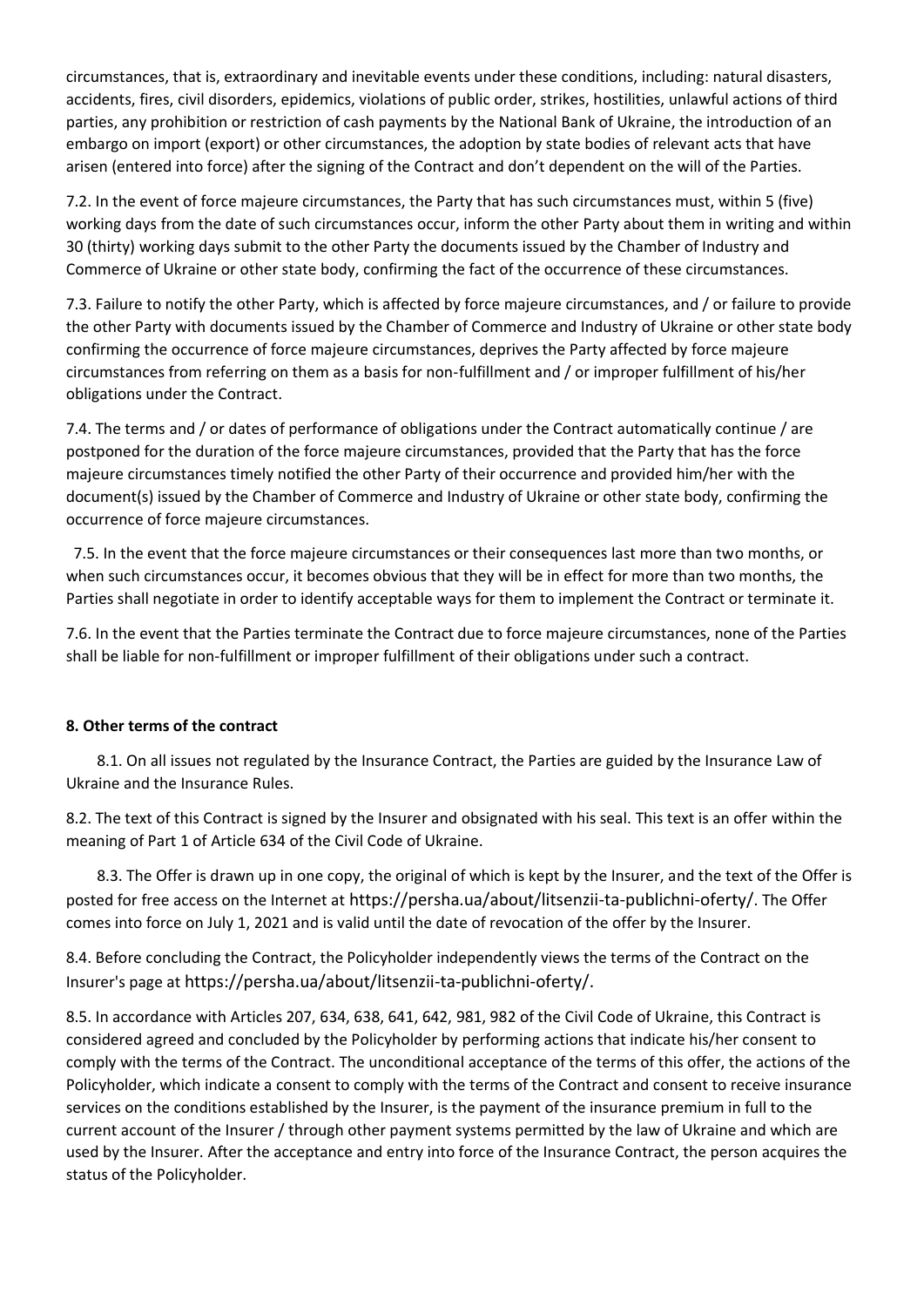circumstances, that is, extraordinary and inevitable events under these conditions, including: natural disasters, accidents, fires, civil disorders, epidemics, violations of public order, strikes, hostilities, unlawful actions of third parties, any prohibition or restriction of cash payments by the National Bank of Ukraine, the introduction of an embargo on import (export) or other circumstances, the adoption by state bodies of relevant acts that have arisen (entered into force) after the signing of the Contract and don't dependent on the will of the Parties.

7.2. In the event of force majeure circumstances, the Party that has such circumstances must, within 5 (five) working days from the date of such circumstances occur, inform the other Party about them in writing and within 30 (thirty) working days submit to the other Party the documents issued by the Chamber of Industry and Commerce of Ukraine or other state body, confirming the fact of the occurrence of these circumstances.

7.3. Failure to notify the other Party, which is affected by force majeure circumstances, and / or failure to provide the other Party with documents issued by the Chamber of Commerce and Industry of Ukraine or other state body confirming the occurrence of force majeure circumstances, deprives the Party affected by force majeure circumstances from referring on them as a basis for non-fulfillment and / or improper fulfillment of his/her obligations under the Contract.

7.4. The terms and / or dates of performance of obligations under the Contract automatically continue / are postponed for the duration of the force majeure circumstances, provided that the Party that has the force majeure circumstances timely notified the other Party of their occurrence and provided him/her with the document(s) issued by the Chamber of Commerce and Industry of Ukraine or other state body, confirming the occurrence of force majeure circumstances.

7.5. In the event that the force majeure circumstances or their consequences last more than two months, or when such circumstances occur, it becomes obvious that they will be in effect for more than two months, the Parties shall negotiate in order to identify acceptable ways for them to implement the Contract or terminate it.

7.6. In the event that the Parties terminate the Contract due to force majeure circumstances, none of the Parties shall be liable for non-fulfillment or improper fulfillment of their obligations under such a contract.

**8. Other terms of the contract**

8.1. On all issues not regulated by the Insurance Contract, the Parties are guided by the Insurance Law of Ukraine and the Insurance Rules.

8.2. The text of this Contract is signed by the Insurer and obsignated with his seal. This text is an offer within the meaning of Part 1 of Article 634 of the Civil Code of Ukraine.

8.3. The Offer is drawn up in one copy, the original of which is kept by the Insurer, and the text of the Offer is posted for free access on the Internet at https://persha.ua/about/litsenzii-ta-publichni-oferty/. The Offer comes into force on July 1, 2021 and is valid until the date of revocation of the offer by the Insurer.

8.4. Before concluding the Contract, the Policyholder independently views the terms of the Contract on the Insurer's page at https://persha.ua/about/litsenzii-ta-publichni-oferty/.

8.5. In accordance with Articles 207, 634, 638, 641, 642, 981, 982 of the Civil Code of Ukraine, this Contract is considered agreed and concluded by the Policyholder by performing actions that indicate his/her consent to comply with the terms of the Contract. The unconditional acceptance of the terms of this offer, the actions of the Policyholder, which indicate a consent to comply with the terms of the Contract and consent to receive insurance services on the conditions established by the Insurer, is the payment of the insurance premium in full to the current account of the Insurer / through other payment systems permitted by the law of Ukraine and which are used by the Insurer. After the acceptance and entry into force of the Insurance Contract, the person acquires the status of the Policyholder.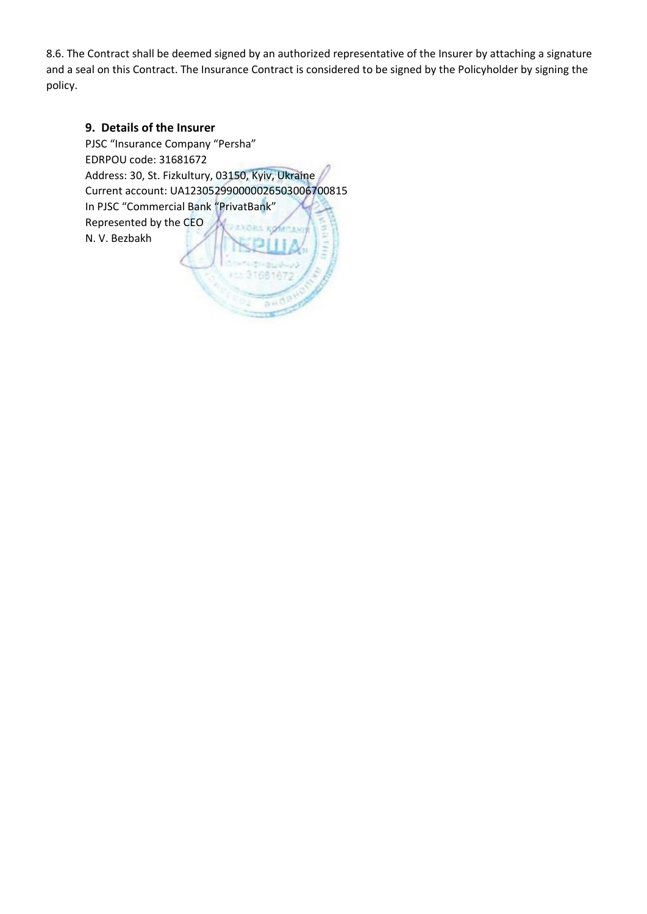8.6. The Contract shall be deemed signed by an authorized representative of the Insurer by attaching a signature and a seal on this Contract. The Insurance Contract is considered to be signed by the Policyholder by signing the policy.

## 9. Details of the Insurer

PJSC “Insurance Company “Persha”
EDRPOU code: 31681672
Address: 30, St. Fizkultury, 03150, Kyiv, Ukraine
Current account: UA123052990000026503006700815
In PJSC “Commercial Bank “PrivatBank”
Represented by the CEO
N. V. Bezbakh